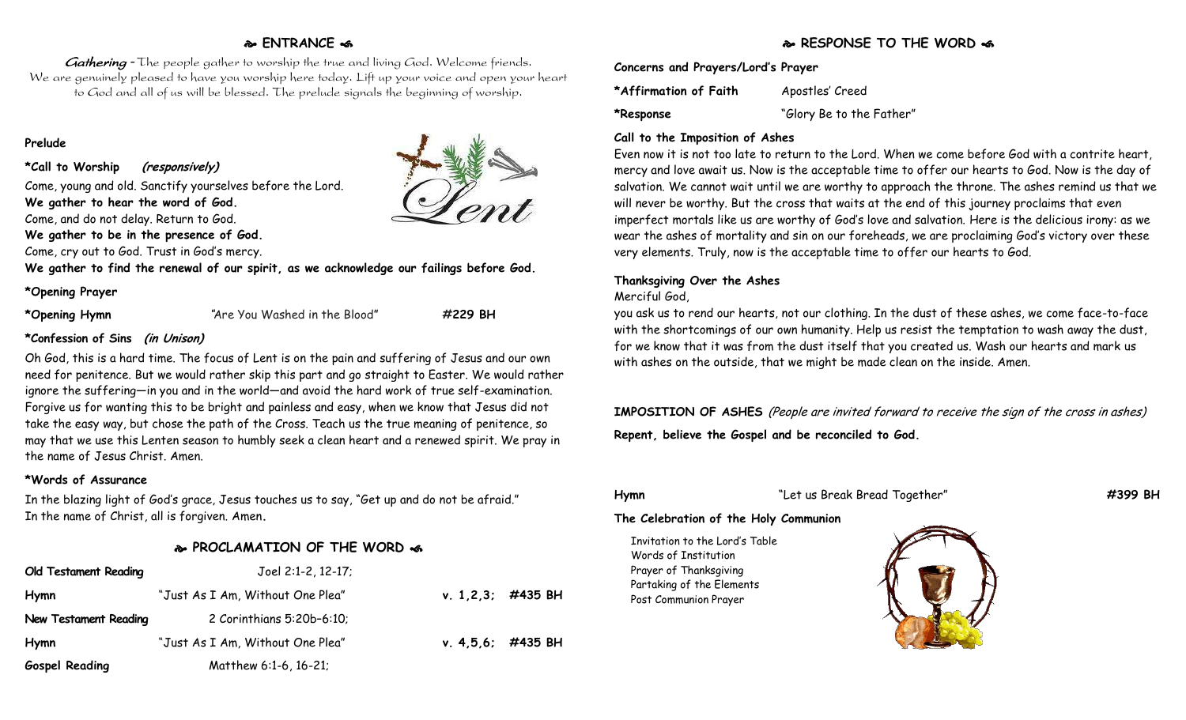## ENTRANCE

*Gathering* – The people gather to worship the true and living God. Welcome friends. We are genuinely pleased to have you worship here today. Lift up your voice and open your heart to God and all of us will be blessed. The prelude signals the beginning of worship.

**Prelude**

**\*Call to Worship** *(responsively)*

Come, young and old. Sanctify yourselves before the Lord.
**We gather to hear the word of God.**
Come, and do not delay. Return to God.
**We gather to be in the presence of God.**
Come, cry out to God. Trust in God's mercy.
**We gather to find the renewal of our spirit, as we acknowledge our failings before God.**

**\*Opening Prayer**

**\*Opening Hymn** "Are You Washed in the Blood" **#229 BH**

**\*Confession of Sins** *(in Unison)*

Oh God, this is a hard time. The focus of Lent is on the pain and suffering of Jesus and our own need for penitence. But we would rather skip this part and go straight to Easter. We would rather ignore the suffering—in you and in the world—and avoid the hard work of true self-examination. Forgive us for wanting this to be bright and painless and easy, when we know that Jesus did not take the easy way, but chose the path of the Cross. Teach us the true meaning of penitence, so may that we use this Lenten season to humbly seek a clean heart and a renewed spirit. We pray in the name of Jesus Christ. Amen.

**\*Words of Assurance**

In the blazing light of God's grace, Jesus touches us to say, "Get up and do not be afraid." In the name of Christ, all is forgiven. Amen**.**

## PROCLAMATION OF THE WORD

| | | |
|---|---|---|
| **Old Testament Reading** | Joel 2:1-2, 12-17; | |
| **Hymn** | "Just As I Am, Without One Plea" | **v. 1,2,3; #435 BH** |
| **New Testament Reading** | 2 Corinthians 5:20b–6:10; | |
| **Hymn** | "Just As I Am, Without One Plea" | **v. 4,5,6; #435 BH** |
| **Gospel Reading** | Matthew 6:1-6, 16-21; | |

## RESPONSE TO THE WORD

**Concerns and Prayers/Lord's Prayer**

**\*Affirmation of Faith** Apostles' Creed

**\*Response** "Glory Be to the Father"

**Call to the Imposition of Ashes**

Even now it is not too late to return to the Lord. When we come before God with a contrite heart, mercy and love await us. Now is the acceptable time to offer our hearts to God. Now is the day of salvation. We cannot wait until we are worthy to approach the throne. The ashes remind us that we will never be worthy. But the cross that waits at the end of this journey proclaims that even imperfect mortals like us are worthy of God's love and salvation. Here is the delicious irony: as we wear the ashes of mortality and sin on our foreheads, we are proclaiming God's victory over these very elements. Truly, now is the acceptable time to offer our hearts to God.

**Thanksgiving Over the Ashes**

Merciful God,
you ask us to rend our hearts, not our clothing. In the dust of these ashes, we come face-to-face with the shortcomings of our own humanity. Help us resist the temptation to wash away the dust, for we know that it was from the dust itself that you created us. Wash our hearts and mark us with ashes on the outside, that we might be made clean on the inside. Amen.

**IMPOSITION OF ASHES** *(People are invited forward to receive the sign of the cross in ashes)*

**Repent, believe the Gospel and be reconciled to God.**

**Hymn** "Let us Break Bread Together" **#399 BH**

**The Celebration of the Holy Communion**

- Invitation to the Lord's Table
- Words of Institution
- Prayer of Thanksgiving
- Partaking of the Elements
- Post Communion Prayer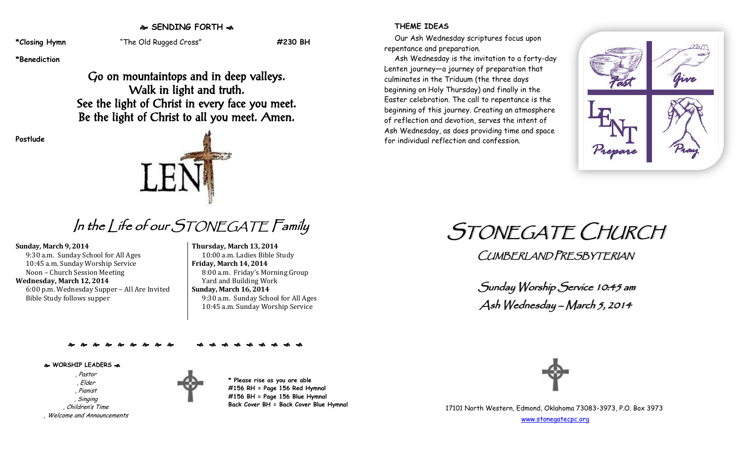## ❧ SENDING FORTH ☙

**\*Closing Hymn** "The Old Rugged Cross" **#230 BH**

**\*Benediction**

*Go on mountaintops and in deep valleys.*
*Walk in light and truth.*
*See the light of Christ in every face you meet.*
*Be the light of Christ to all you meet. Amen.*

**Postlude**

# In the Life of our STONEGATE Family

**Sunday, March 9, 2014**
9:30 a.m. Sunday School for All Ages
10:45 a.m. Sunday Worship Service
Noon – Church Session Meeting

**Wednesday, March 12, 2014**
6:00 p.m. Wednesday Supper – All Are Invited
Bible Study follows supper

**Thursday, March 13, 2014**
10:00 a.m. Ladies Bible Study

**Friday, March 14, 2014**
8:00 a.m. Friday's Morning Group
Yard and Building Work

**Sunday, March 16, 2014**
9:30 a.m. Sunday School for All Ages
10:45 a.m. Sunday Worship Service

## ❧ WORSHIP LEADERS ☙

*, Pastor*
*, Elder*
*, Pianist*
*, Singing*
*, Children's Time*
*, Welcome and Announcements*

**\* Please rise as you are able**
**#156 RH = Page 156 Red Hymnal**
**#156 BH = Page 156 Blue Hymnal**
**Back Cover BH = Back Cover Blue Hymnal**

## THEME IDEAS

Our Ash Wednesday scriptures focus upon repentance and preparation.

Ash Wednesday is the invitation to a forty-day Lenten journey—a journey of preparation that culminates in the Triduum (the three days beginning on Holy Thursday) and finally in the Easter celebration. The call to repentance is the beginning of this journey. Creating an atmosphere of reflection and devotion, serves the intent of Ash Wednesday, as does providing time and space for individual reflection and confession.

# STONEGATE CHURCH

## CUMBERLAND PRESBYTERIAN

*Sunday Worship Service 10:45 am*
*Ash Wednesday – March 5, 2014*

17101 North Western, Edmond, Oklahoma 73083-3973, P.O. Box 3973
www.stonegatecpc.org